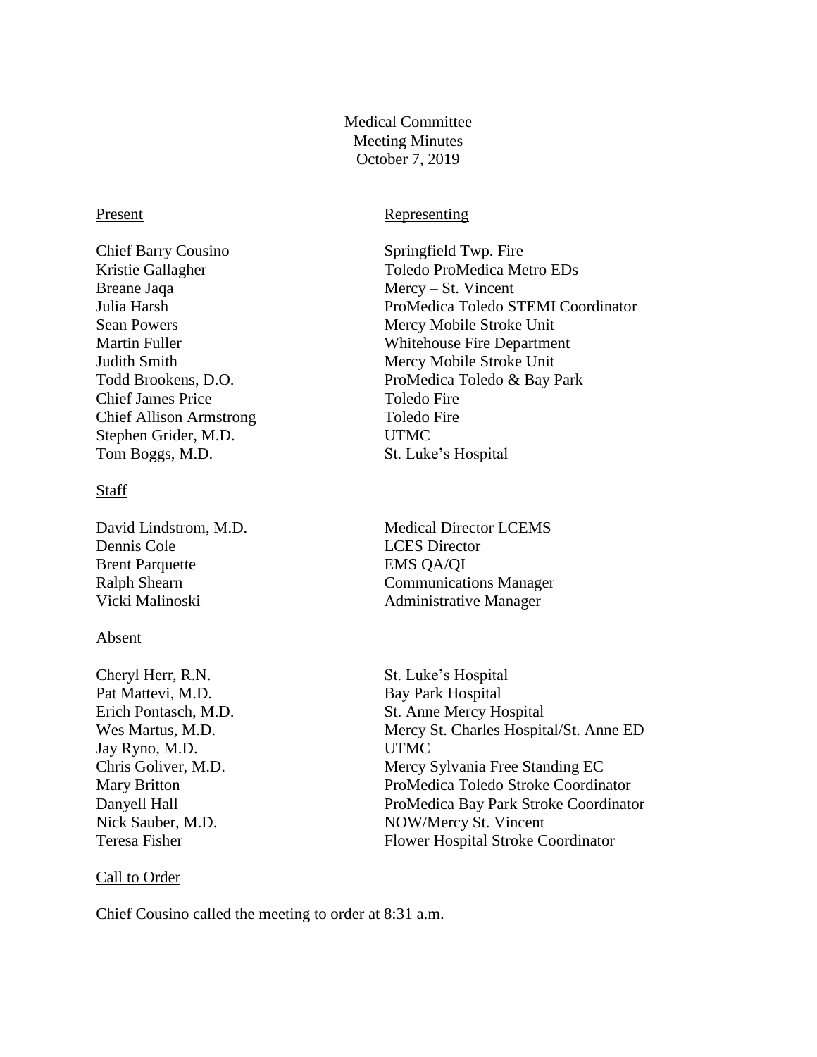Medical Committee
Meeting Minutes
October 7, 2019

| Present | Representing |
|---|---|
| Chief Barry Cousino | Springfield Twp. Fire |
| Kristie Gallagher | Toledo ProMedica Metro EDs |
| Breane Jaqa | Mercy – St. Vincent |
| Julia Harsh | ProMedica Toledo STEMI Coordinator |
| Sean Powers | Mercy Mobile Stroke Unit |
| Martin Fuller | Whitehouse Fire Department |
| Judith Smith | Mercy Mobile Stroke Unit |
| Todd Brookens, D.O. | ProMedica Toledo & Bay Park |
| Chief James Price | Toledo Fire |
| Chief Allison Armstrong | Toledo Fire |
| Stephen Grider, M.D. | UTMC |
| Tom Boggs, M.D. | St. Luke's Hospital |

**Staff**

| | |
|---|---|
| David Lindstrom, M.D. | Medical Director LCEMS |
| Dennis Cole | LCES Director |
| Brent Parquette | EMS QA/QI |
| Ralph Shearn | Communications Manager |
| Vicki Malinoski | Administrative Manager |

**Absent**

| | |
|---|---|
| Cheryl Herr, R.N. | St. Luke's Hospital |
| Pat Mattevi, M.D. | Bay Park Hospital |
| Erich Pontasch, M.D. | St. Anne Mercy Hospital |
| Wes Martus, M.D. | Mercy St. Charles Hospital/St. Anne ED |
| Jay Ryno, M.D. | UTMC |
| Chris Goliver, M.D. | Mercy Sylvania Free Standing EC |
| Mary Britton | ProMedica Toledo Stroke Coordinator |
| Danyell Hall | ProMedica Bay Park Stroke Coordinator |
| Nick Sauber, M.D. | NOW/Mercy St. Vincent |
| Teresa Fisher | Flower Hospital Stroke Coordinator |

**Call to Order**

Chief Cousino called the meeting to order at 8:31 a.m.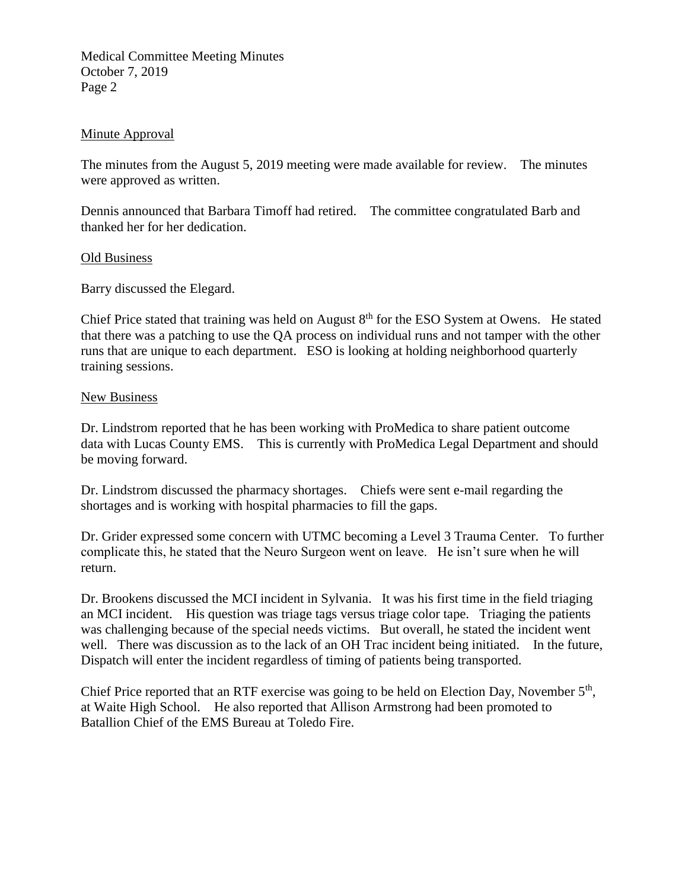## Minute Approval

The minutes from the August 5, 2019 meeting were made available for review. The minutes were approved as written.

Dennis announced that Barbara Timoff had retired. The committee congratulated Barb and thanked her for her dedication.

## Old Business

Barry discussed the Elegard.

Chief Price stated that training was held on August 8th for the ESO System at Owens. He stated that there was a patching to use the QA process on individual runs and not tamper with the other runs that are unique to each department. ESO is looking at holding neighborhood quarterly training sessions.

## New Business

Dr. Lindstrom reported that he has been working with ProMedica to share patient outcome data with Lucas County EMS. This is currently with ProMedica Legal Department and should be moving forward.

Dr. Lindstrom discussed the pharmacy shortages. Chiefs were sent e-mail regarding the shortages and is working with hospital pharmacies to fill the gaps.

Dr. Grider expressed some concern with UTMC becoming a Level 3 Trauma Center. To further complicate this, he stated that the Neuro Surgeon went on leave. He isn't sure when he will return.

Dr. Brookens discussed the MCI incident in Sylvania. It was his first time in the field triaging an MCI incident. His question was triage tags versus triage color tape. Triaging the patients was challenging because of the special needs victims. But overall, he stated the incident went well. There was discussion as to the lack of an OH Trac incident being initiated. In the future, Dispatch will enter the incident regardless of timing of patients being transported.

Chief Price reported that an RTF exercise was going to be held on Election Day, November 5th, at Waite High School. He also reported that Allison Armstrong had been promoted to Batallion Chief of the EMS Bureau at Toledo Fire.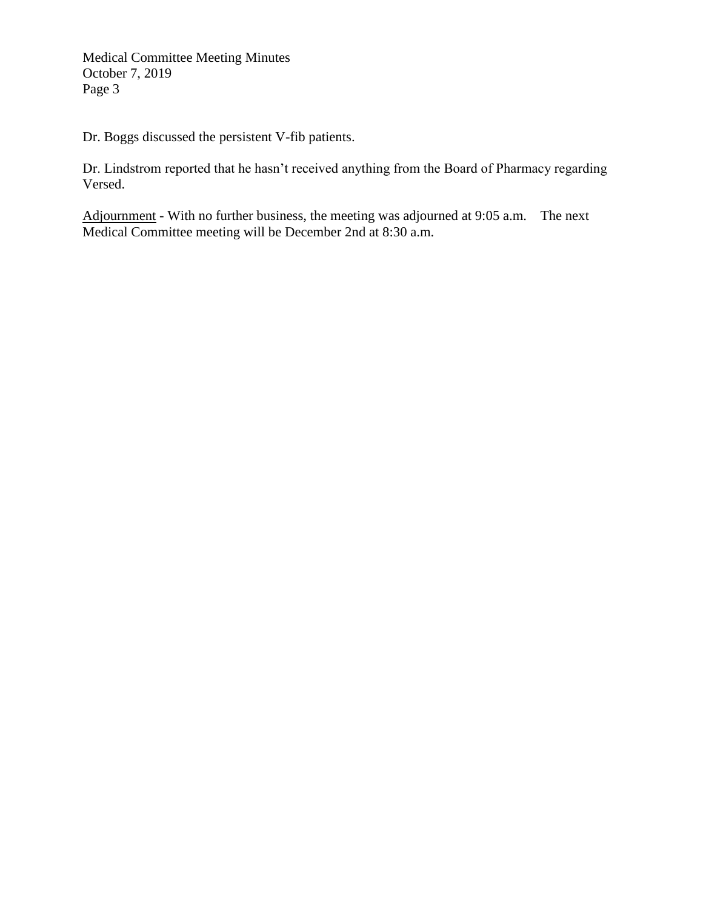Dr. Boggs discussed the persistent V-fib patients.

Dr. Lindstrom reported that he hasn't received anything from the Board of Pharmacy regarding Versed.

<u>Adjournment</u> - With no further business, the meeting was adjourned at 9:05 a.m. The next Medical Committee meeting will be December 2nd at 8:30 a.m.